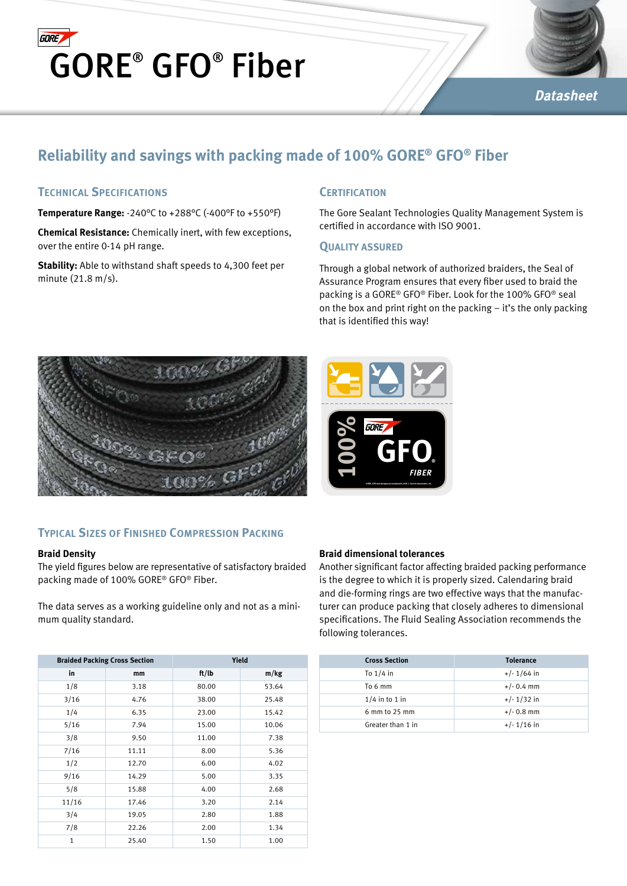# GORE® GFO® Fiber

*Datasheet*

## Reliability and savings with packing made of 100% GORE® GFO® Fiber

### Technical Specifications

**Temperature Range:** -240°C to +288°C (-400°F to +550°F)

**Chemical Resistance:** Chemically inert, with few exceptions, over the entire 0-14 pH range.

**Stability:** Able to withstand shaft speeds to 4,300 feet per minute (21.8 m/s).

### Certification

The Gore Sealant Technologies Quality Management System is certified in accordance with ISO 9001.

### Quality Assured

Through a global network of authorized braiders, the Seal of Assurance Program ensures that every fiber used to braid the packing is a GORE® GFO® Fiber. Look for the 100% GFO® seal on the box and print right on the packing – it's the only packing that is identified this way!

### Typical Sizes of Finished Compression Packing

**Braid Density**

The yield figures below are representative of satisfactory braided packing made of 100% GORE® GFO® Fiber.

The data serves as a working guideline only and not as a minimum quality standard.

| Braided Packing Cross Section | | Yield | |
|---|---|---|---|
| in | mm | ft/lb | m/kg |
| 1/8 | 3.18 | 80.00 | 53.64 |
| 3/16 | 4.76 | 38.00 | 25.48 |
| 1/4 | 6.35 | 23.00 | 15.42 |
| 5/16 | 7.94 | 15.00 | 10.06 |
| 3/8 | 9.50 | 11.00 | 7.38 |
| 7/16 | 11.11 | 8.00 | 5.36 |
| 1/2 | 12.70 | 6.00 | 4.02 |
| 9/16 | 14.29 | 5.00 | 3.35 |
| 5/8 | 15.88 | 4.00 | 2.68 |
| 11/16 | 17.46 | 3.20 | 2.14 |
| 3/4 | 19.05 | 2.80 | 1.88 |
| 7/8 | 22.26 | 2.00 | 1.34 |
| 1 | 25.40 | 1.50 | 1.00 |

**Braid dimensional tolerances**

Another significant factor affecting braided packing performance is the degree to which it is properly sized. Calendaring braid and die-forming rings are two effective ways that the manufacturer can produce packing that closely adheres to dimensional specifications. The Fluid Sealing Association recommends the following tolerances.

| Cross Section | Tolerance |
|---|---|
| To 1/4 in | +/- 1/64 in |
| To 6 mm | +/- 0.4 mm |
| 1/4 in to 1 in | +/- 1/32 in |
| 6 mm to 25 mm | +/- 0.8 mm |
| Greater than 1 in | +/- 1/16 in |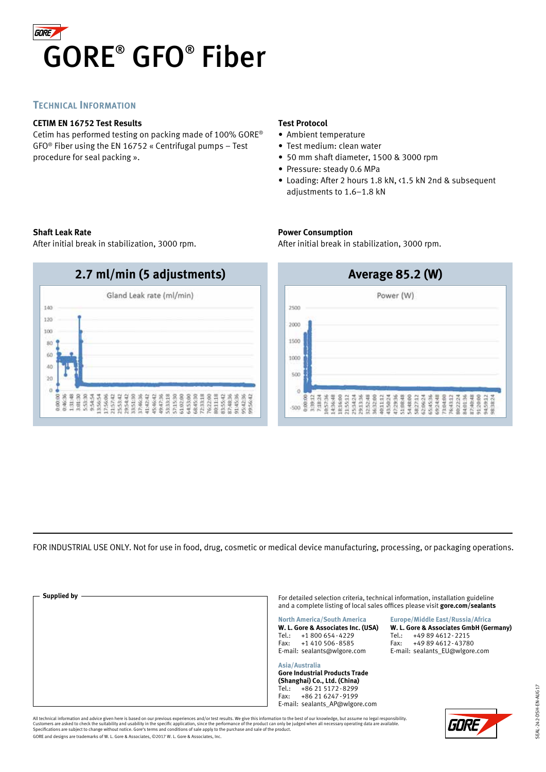# GORE® GFO® Fiber

## Technical Information

### CETIM EN 16752 Test Results

Cetim has performed testing on packing made of 100% GORE® GFO® Fiber using the EN 16752 « Centrifugal pumps – Test procedure for seal packing ».

### Test Protocol

- Ambient temperature
- Test medium: clean water
- 50 mm shaft diameter, 1500 & 3000 rpm
- Pressure: steady 0.6 MPa
- Loading: After 2 hours 1.8 kN, ‹1.5 kN 2nd & subsequent adjustments to 1.6–1.8 kN

### Shaft Leak Rate

After initial break in stabilization, 3000 rpm.

**2.7 ml/min (5 adjustments)**

Gland Leak rate (ml/min)

140
120
100
80
60
40
20
0

0:00:00
0:46:36
1:31:48
3:01:30
5:53:30
9:54:54
13:56:54
17:56:06
21:57:42
25:53:42
29:54:42
33:51:30
37:46:36
41:42:42
45:46:42
49:47:36
53:33:18
57:15:30
61:02:00
64:53:00
68:45:30
72:33:18
76:22:00
80:11:18
83:55:42
87:48:36
91:45:36
95:42:36
99:56:42

### Power Consumption

After initial break in stabilization, 3000 rpm.

**Average 85.2 (W)**

Power (W)

2500
2000
1500
1000
500
0
-500

0:00:00
3:39:12
7:18:24
10:57:36
14:36:48
18:16:00
21:55:12
25:34:24
29:13:36
32:52:48
36:32:00
40:11:12
43:50:24
47:29:36
51:08:48
54:48:00
58:27:12
62:06:24
65:45:36
69:24:48
73:04:00
76:43:12
80:22:24
84:01:36
87:40:48
91:20:00
94:59:12
98:38:24

FOR INDUSTRIAL USE ONLY. Not for use in food, drug, cosmetic or medical device manufacturing, processing, or packaging operations.

Supplied by

For detailed selection criteria, technical information, installation guideline and a complete listing of local sales offices please visit **gore.com/sealants**

**North America/South America**
**W. L. Gore & Associates Inc. (USA)**
Tel.: +1 800 654-4229
Fax: +1 410 506-8585
E-mail: sealants@wlgore.com

**Europe/Middle East/Russia/Africa**
**W. L. Gore & Associates GmbH (Germany)**
Tel.: +49 89 4612-2215
Fax: +49 89 4612-43780
E-mail: sealants_EU@wlgore.com

**Asia/Australia**
**Gore Industrial Products Trade (Shanghai) Co., Ltd. (China)**
Tel.: +86 21 5172-8299
Fax: +86 21 6247-9199
E-mail: sealants_AP@wlgore.com

All technical information and advice given here is based on our previous experiences and/or test results. We give this information to the best of our knowledge, but assume no legal responsibility. Customers are asked to check the suitability and usability in the specific application, since the performance of the product can only be judged when all necessary operating data are available. Specifications are subject to change without notice. Gore's terms and conditions of sale apply to the purchase and sale of the product.

GORE and designs are trademarks of W. L. Gore & Associates, ©2017 W. L. Gore & Associates, Inc.

SEAL-242-DSH-EN-AUG17